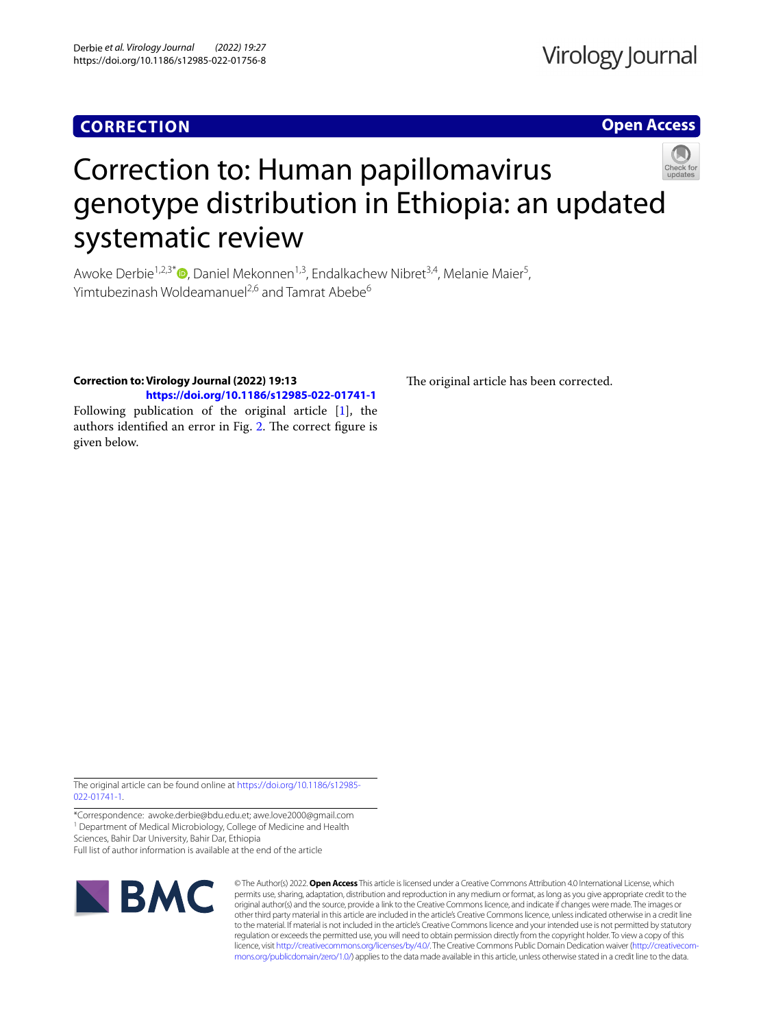**CORRECTION** **Open Access**

# Correction to: Human papillomavirus genotype distribution in Ethiopia: an updated systematic review

Awoke Derbie[1,2,3*], Daniel Mekonnen[1,3], Endalkachew Nibret[3,4], Melanie Maier[5], Yimtubezinash Woldeamanuel[2,6] and Tamrat Abebe[6]

**Correction to: Virology Journal (2022) 19:13**
**https://doi.org/10.1186/s12985-022-01741-1**

Following publication of the original article [1], the authors identified an error in Fig. 2. The correct figure is given below.

The original article has been corrected.

The original article can be found online at https://doi.org/10.1186/s12985-022-01741-1.

*Correspondence: awoke.derbie@bdu.edu.et; awe.love2000@gmail.com
[1] Department of Medical Microbiology, College of Medicine and Health Sciences, Bahir Dar University, Bahir Dar, Ethiopia
Full list of author information is available at the end of the article

© The Author(s) 2022. **Open Access** This article is licensed under a Creative Commons Attribution 4.0 International License, which permits use, sharing, adaptation, distribution and reproduction in any medium or format, as long as you give appropriate credit to the original author(s) and the source, provide a link to the Creative Commons licence, and indicate if changes were made. The images or other third party material in this article are included in the article's Creative Commons licence, unless indicated otherwise in a credit line to the material. If material is not included in the article's Creative Commons licence and your intended use is not permitted by statutory regulation or exceeds the permitted use, you will need to obtain permission directly from the copyright holder. To view a copy of this licence, visit http://creativecommons.org/licenses/by/4.0/. The Creative Commons Public Domain Dedication waiver (http://creativecommons.org/publicdomain/zero/1.0/) applies to the data made available in this article, unless otherwise stated in a credit line to the data.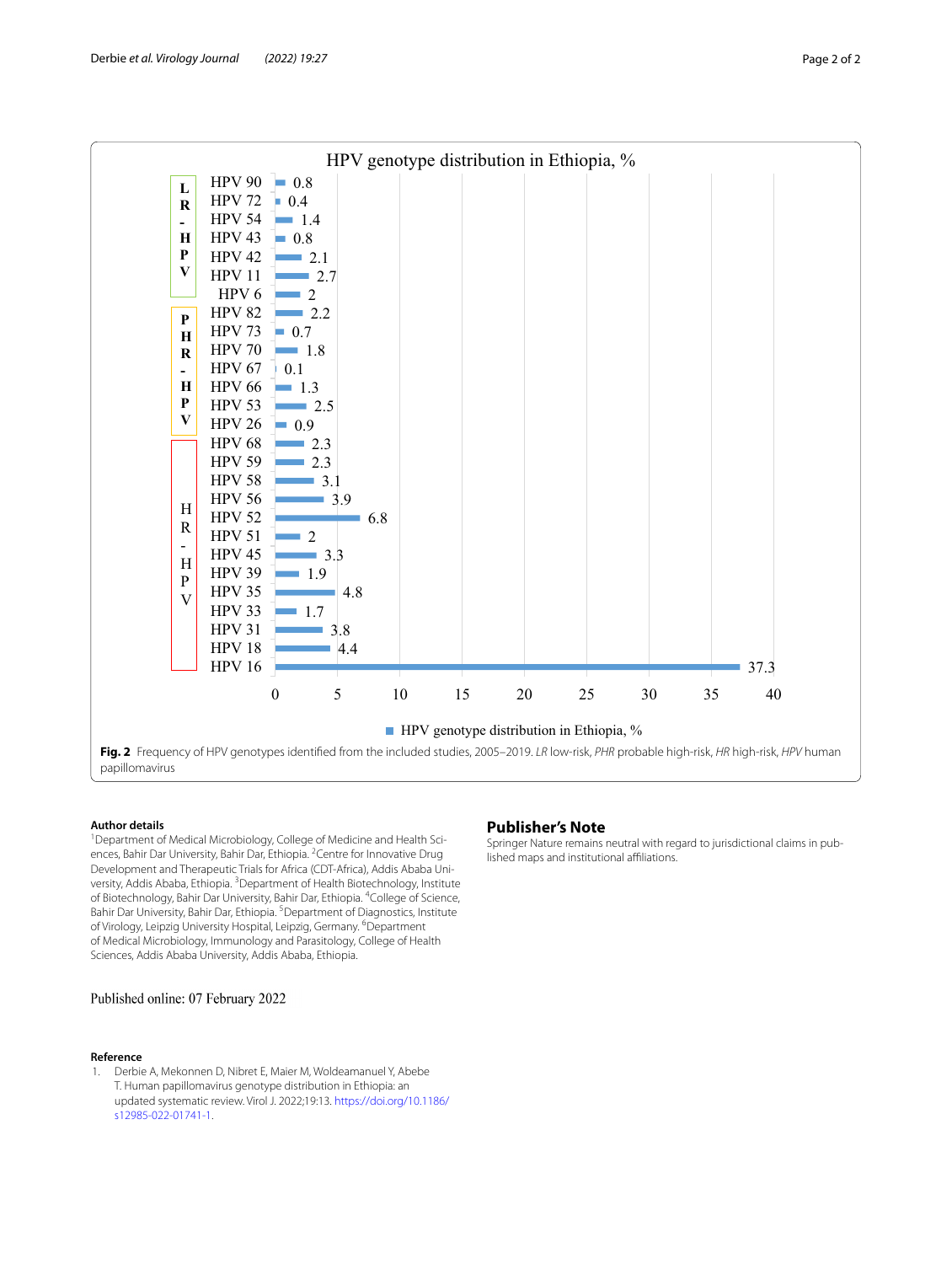HPV genotype distribution in Ethiopia, %

LR-HPV

HPV 90 0.8
HPV 72 0.4
HPV 54 1.4
HPV 43 0.8
HPV 42 2.1
HPV 11 2.7
HPV 6 2

PHR-HPV

HPV 82 2.2
HPV 73 0.7
HPV 70 1.8
HPV 67 0.1
HPV 66 1.3
HPV 53 2.5
HPV 26 0.9

HR-HPV

HPV 68 2.3
HPV 59 2.3
HPV 58 3.1
HPV 56 3.9
HPV 52 6.8
HPV 51 2
HPV 45 3.3
HPV 39 1.9
HPV 35 4.8
HPV 33 1.7
HPV 31 3.8
HPV 18 4.4
HPV 16 37.3

0 5 10 15 20 25 30 35 40

HPV genotype distribution in Ethiopia, %

**Fig. 2** Frequency of HPV genotypes identified from the included studies, 2005–2019. *LR* low-risk, *PHR* probable high-risk, *HR* high-risk, *HPV* human papillomavirus

#### Author details

[1]Department of Medical Microbiology, College of Medicine and Health Sciences, Bahir Dar University, Bahir Dar, Ethiopia. [2]Centre for Innovative Drug Development and Therapeutic Trials for Africa (CDT-Africa), Addis Ababa University, Addis Ababa, Ethiopia. [3]Department of Health Biotechnology, Institute of Biotechnology, Bahir Dar University, Bahir Dar, Ethiopia. [4]College of Science, Bahir Dar University, Bahir Dar, Ethiopia. [5]Department of Diagnostics, Institute of Virology, Leipzig University Hospital, Leipzig, Germany. [6]Department of Medical Microbiology, Immunology and Parasitology, College of Health Sciences, Addis Ababa University, Addis Ababa, Ethiopia.

Published online: 07 February 2022

#### Reference

1. Derbie A, Mekonnen D, Nibret E, Maier M, Woldeamanuel Y, Abebe T. Human papillomavirus genotype distribution in Ethiopia: an updated systematic review. Virol J. 2022;19:13. https://doi.org/10.1186/s12985-022-01741-1.

## Publisher's Note

Springer Nature remains neutral with regard to jurisdictional claims in published maps and institutional affiliations.